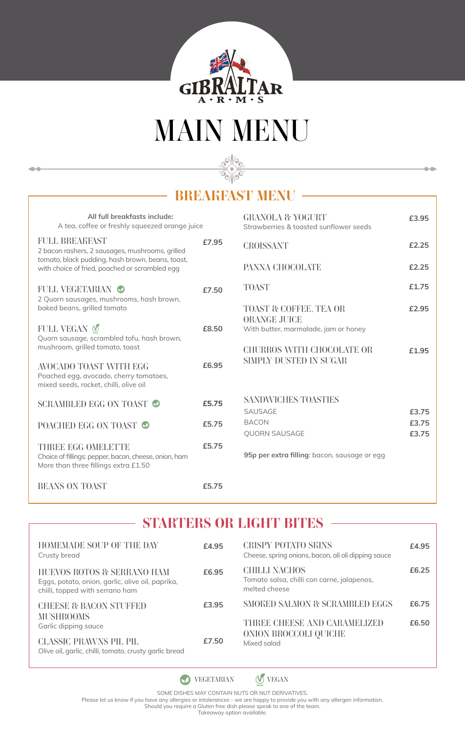GIBRALTAR ARMS

# MAIN MENU

## BREAKFAST MENU

**All full breakfasts include:**
A tea, coffee or freshly squeezed orange juice

### FULL BREAKFAST — £7.95
2 bacon rashers, 2 sausages, mushrooms, grilled tomato, black pudding, hash brown, beans, toast, with choice of fried, poached or scrambled egg

### FULL VEGETARIAN (Vegetarian) — £7.50
2 Quorn sausages, mushrooms, hash brown, baked beans, grilled tomato

### FULL VEGAN (Vegan) — £8.50
Quorn sausage, scrambled tofu, hash brown, mushroom, grilled tomato, toast

### AVOCADO TOAST WITH EGG — £6.95
Poached egg, avocado, cherry tomatoes, mixed seeds, rocket, chilli, olive oil

### SCRAMBLED EGG ON TOAST (Vegetarian) — £5.75

### POACHED EGG ON TOAST (Vegetarian) — £5.75

### THREE EGG OMELETTE — £5.75
Choice of fillings: pepper, bacon, cheese, onion, ham
More than three fillings extra £1.50

### BEANS ON TOAST — £5.75

### GRANOLA & YOGURT — £3.95
Strawberries & toasted sunflower seeds

### CROISSANT — £2.25

### PANNA CHOCOLATE — £2.25

### TOAST — £1.75

### TOAST & COFFEE, TEA OR ORANGE JUICE — £2.95
With butter, marmalade, jam or honey

### CHURROS WITH CHOCOLATE OR SIMPLY DUSTED IN SUGAR — £1.95

### SANDWICHES/TOASTIES

| | |
|---|---|
| SAUSAGE | £3.75 |
| BACON | £3.75 |
| QUORN SAUSAGE | £3.75 |

**95p per extra filling**: bacon, sausage or egg

## STARTERS OR LIGHT BITES

### HOMEMADE SOUP OF THE DAY — £4.95
Crusty bread

### HUEVOS ROTOS & SERRANO HAM — £6.95
Eggs, potato, onion, garlic, olive oil, paprika, chilli, topped with serrano ham

### CHEESE & BACON STUFFED MUSHROOMS — £3.95
Garlic dipping sauce

### CLASSIC PRAWNS PIL PIL — £7.50
Olive oil, garlic, chilli, tomato, crusty garlic bread

### CRISPY POTATO SKINS — £4.95
Cheese, spring onions, bacon, ali oli dipping sauce

### CHILLI NACHOS — £6.25
Tomato salsa, chilli con carne, jalapenos, melted cheese

### SMOKED SALMON & SCRAMBLED EGGS — £6.75

### THREE CHEESE AND CARAMELIZED ONION BROCCOLI QUICHE — £6.50
Mixed salad

VEGETARIAN VEGAN

SOME DISHES MAY CONTAIN NUTS OR NUT DERIVATIVES.
Please let us know if you have any allergies or intolerances - we are happy to provide you with any allergen information.
Should you require a Gluten free dish please speak to one of the team.
Takeaway option available.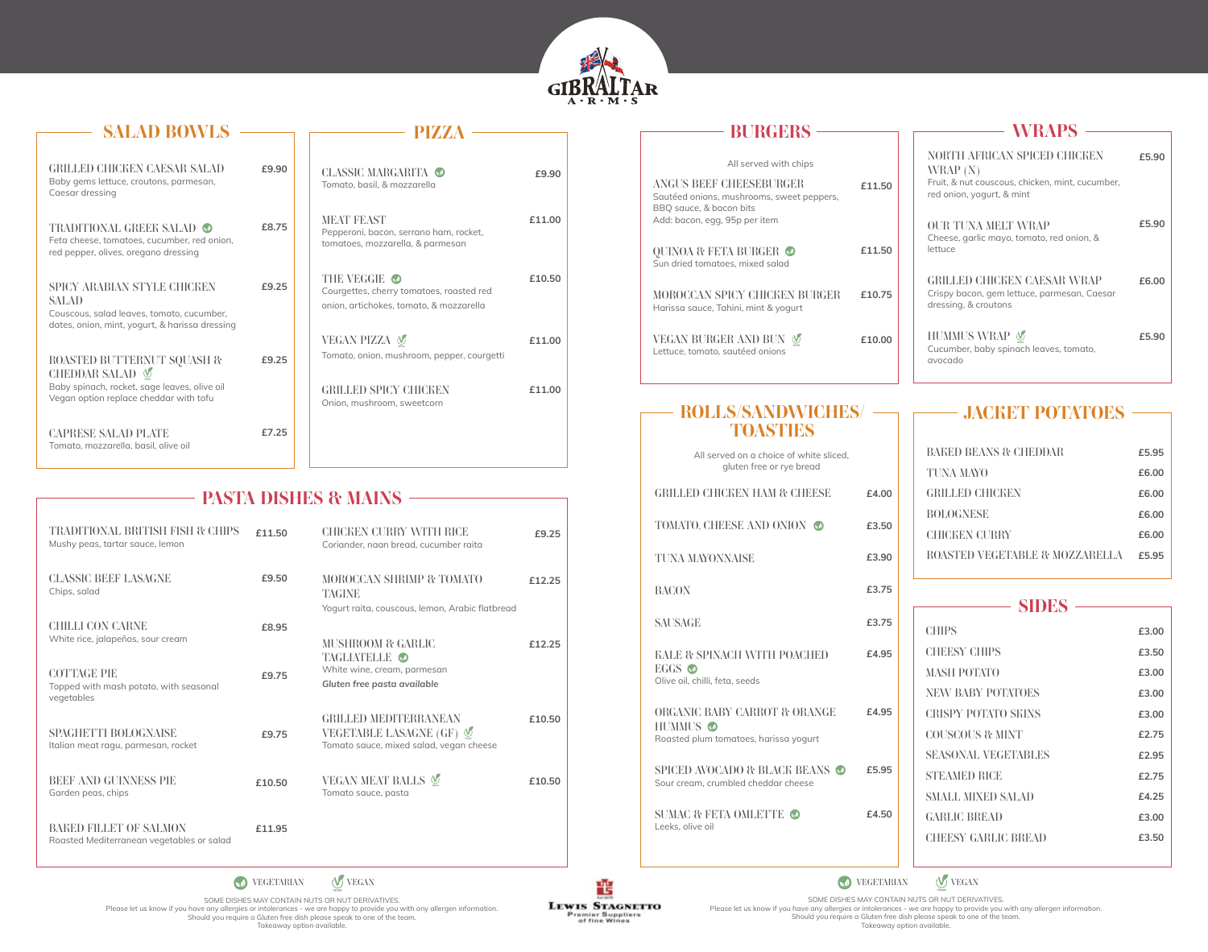GIBRALTAR ARMS

## SALAD BOWLS

**GRILLED CHICKEN CAESAR SALAD** — £9.90
Baby gems lettuce, croutons, parmesan, Caesar dressing

**TRADITIONAL GREEK SALAD** (V) — £8.75
Feta cheese, tomatoes, cucumber, red onion, red pepper, olives, oregano dressing

**SPICY ARABIAN STYLE CHICKEN SALAD** — £9.25
Couscous, salad leaves, tomato, cucumber, dates, onion, mint, yogurt, & harissa dressing

**ROASTED BUTTERNUT SQUASH & CHEDDAR SALAD** (VG) — £9.25
Baby spinach, rocket, sage leaves, olive oil
Vegan option replace cheddar with tofu

**CAPRESE SALAD PLATE** — £7.25
Tomato, mozzarella, basil, olive oil

## PIZZA

**CLASSIC MARGARITA** (V) — £9.90
Tomato, basil, & mozzarella

**MEAT FEAST** — £11.00
Pepperoni, bacon, serrano ham, rocket, tomatoes, mozzarella, & parmesan

**THE VEGGIE** (V) — £10.50
Courgettes, cherry tomatoes, roasted red onion, artichokes, tomato, & mozzarella

**VEGAN PIZZA** (VG) — £11.00
Tomato, onion, mushroom, pepper, courgetti

**GRILLED SPICY CHICKEN** — £11.00
Onion, mushroom, sweetcorn

## PASTA DISHES & MAINS

**TRADITIONAL BRITISH FISH & CHIPS** — £11.50
Mushy peas, tartar sauce, lemon

**CLASSIC BEEF LASAGNE** — £9.50
Chips, salad

**CHILLI CON CARNE** — £8.95
White rice, jalapeños, sour cream

**COTTAGE PIE** — £9.75
Topped with mash potato, with seasonal vegetables

**SPAGHETTI BOLOGNAISE** — £9.75
Italian meat ragu, parmesan, rocket

**BEEF AND GUINNESS PIE** — £10.50
Garden peas, chips

**BAKED FILLET OF SALMON** — £11.95
Roasted Mediterranean vegetables or salad

**CHICKEN CURRY WITH RICE** — £9.25
Coriander, naan bread, cucumber raita

**MOROCCAN SHRIMP & TOMATO TAGINE** — £12.25
Yogurt raita, couscous, lemon, Arabic flatbread

**MUSHROOM & GARLIC TAGLIATELLE** (V) — £12.25
White wine, cream, parmesan
*Gluten free pasta available*

**GRILLED MEDITERRANEAN VEGETABLE LASAGNE (GF)** (VG) — £10.50
Tomato sauce, mixed salad, vegan cheese

**VEGAN MEAT BALLS** (VG) — £10.50
Tomato sauce, pasta

(V) VEGETARIAN (VG) VEGAN

SOME DISHES MAY CONTAIN NUTS OR NUT DERIVATIVES.
Please let us know if you have any allergies or intolerances - we are happy to provide you with any allergen information.
Should you require a Gluten free dish please speak to one of the team.
Takeaway option available.

LEWIS STAGNETTO Premier Suppliers of fine Wines

## BURGERS

All served with chips

**ANGUS BEEF CHEESEBURGER** — £11.50
Sautéed onions, mushrooms, sweet peppers, BBQ sauce, & bacon bits
Add: bacon, egg, 95p per item

**QUINOA & FETA BURGER** (V) — £11.50
Sun dried tomatoes, mixed salad

**MOROCCAN SPICY CHICKEN BURGER** — £10.75
Harissa sauce, Tahini, mint & yogurt

**VEGAN BURGER AND BUN** (VG) — £10.00
Lettuce, tomato, sautéed onions

## WRAPS

**NORTH AFRICAN SPICED CHICKEN WRAP (N)** — £5.90
Fruit, & nut couscous, chicken, mint, cucumber, red onion, yogurt, & mint

**OUR TUNA MELT WRAP** — £5.90
Cheese, garlic mayo, tomato, red onion, & lettuce

**GRILLED CHICKEN CAESAR WRAP** — £6.00
Crispy bacon, gem lettuce, parmesan, Caesar dressing, & croutons

**HUMMUS WRAP** (VG) — £5.90
Cucumber, baby spinach leaves, tomato, avocado

## ROLLS/SANDWICHES/ TOASTIES

All served on a choice of white sliced, gluten free or rye bread

**GRILLED CHICKEN HAM & CHEESE** — £4.00

**TOMATO, CHEESE AND ONION** (V) — £3.50

**TUNA MAYONNAISE** — £3.90

**BACON** — £3.75

**SAUSAGE** — £3.75

**KALE & SPINACH WITH POACHED EGGS** (V) — £4.95
Olive oil, chilli, feta, seeds

**ORGANIC BABY CARROT & ORANGE HUMMUS** (V) — £4.95
Roasted plum tomatoes, harissa yogurt

**SPICED AVOCADO & BLACK BEANS** (V) — £5.95
Sour cream, crumbled cheddar cheese

**SUMAC & FETA OMLETTE** (V) — £4.50
Leeks, olive oil

## JACKET POTATOES

| Item | Price |
|---|---|
| BAKED BEANS & CHEDDAR | £5.95 |
| TUNA MAYO | £6.00 |
| GRILLED CHICKEN | £6.00 |
| BOLOGNESE | £6.00 |
| CHICKEN CURRY | £6.00 |
| ROASTED VEGETABLE & MOZZARELLA | £5.95 |

## SIDES

| Item | Price |
|---|---|
| CHIPS | £3.00 |
| CHEESY CHIPS | £3.50 |
| MASH POTATO | £3.00 |
| NEW BABY POTATOES | £3.00 |
| CRISPY POTATO SKINS | £3.00 |
| COUSCOUS & MINT | £2.75 |
| SEASONAL VEGETABLES | £2.95 |
| STEAMED RICE | £2.75 |
| SMALL MIXED SALAD | £4.25 |
| GARLIC BREAD | £3.00 |
| CHEESY GARLIC BREAD | £3.50 |

(V) VEGETARIAN (VG) VEGAN

SOME DISHES MAY CONTAIN NUTS OR NUT DERIVATIVES.
Please let us know if you have any allergies or intolerances - we are happy to provide you with any allergen information.
Should you require a Gluten free dish please speak to one of the team.
Takeaway option available.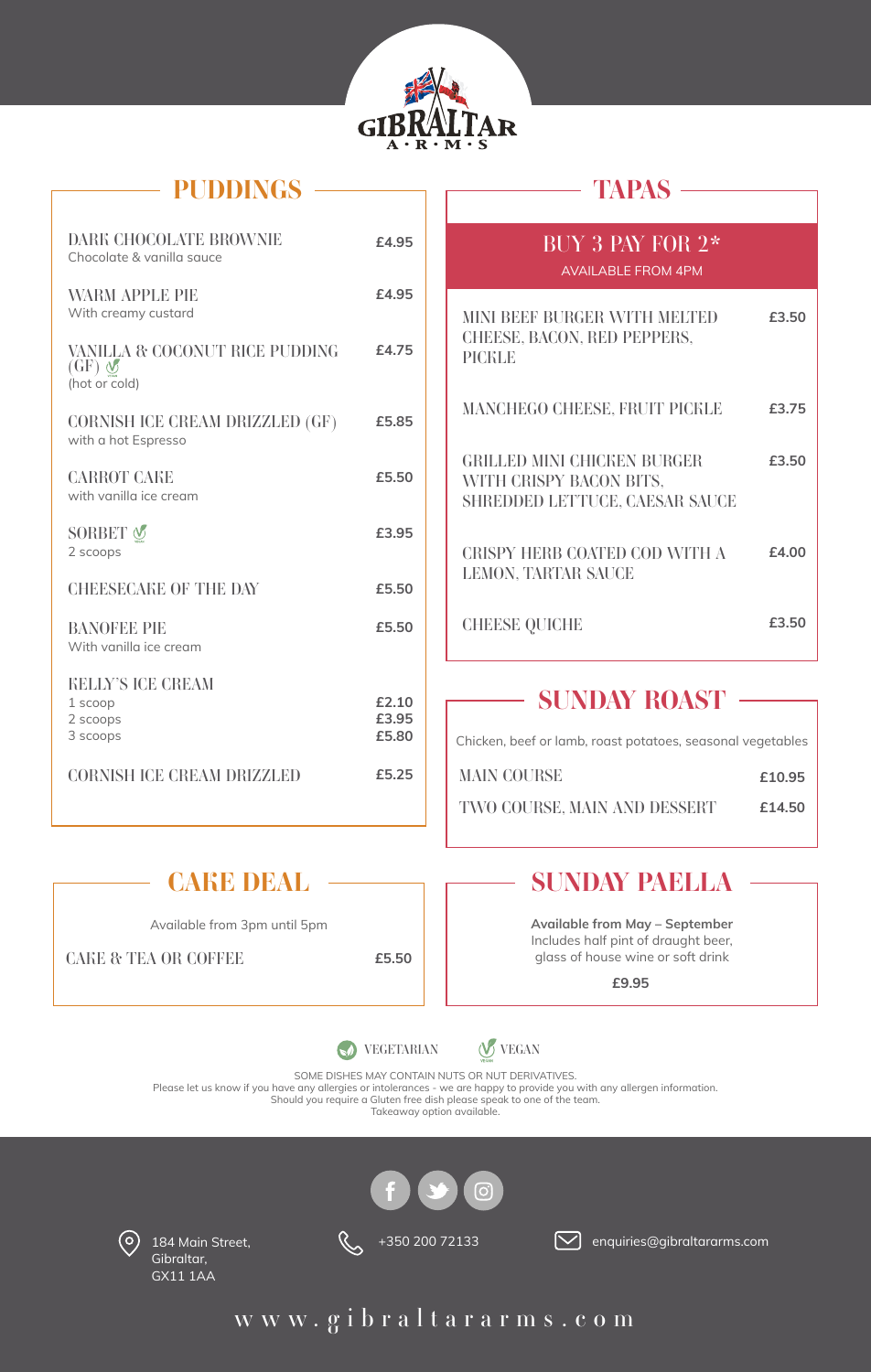GIBRALTAR ARMS

## PUDDINGS

| | |
|---|---|
| DARK CHOCOLATE BROWNIE<br>Chocolate & vanilla sauce | £4.95 |
| WARM APPLE PIE<br>With creamy custard | £4.95 |
| VANILLA & COCONUT RICE PUDDING (GF) (Vegan)<br>(hot or cold) | £4.75 |
| CORNISH ICE CREAM DRIZZLED (GF)<br>with a hot Espresso | £5.85 |
| CARROT CAKE<br>with vanilla ice cream | £5.50 |
| SORBET (Vegan)<br>2 scoops | £3.95 |
| CHEESECAKE OF THE DAY | £5.50 |
| BANOFEE PIE<br>With vanilla ice cream | £5.50 |
| KELLY'S ICE CREAM<br>1 scoop<br>2 scoops<br>3 scoops | <br>£2.10<br>£3.95<br>£5.80 |
| CORNISH ICE CREAM DRIZZLED | £5.25 |

## TAPAS

**BUY 3 PAY FOR 2***

AVAILABLE FROM 4PM

| | |
|---|---|
| MINI BEEF BURGER WITH MELTED CHEESE, BACON, RED PEPPERS, PICKLE | £3.50 |
| MANCHEGO CHEESE, FRUIT PICKLE | £3.75 |
| GRILLED MINI CHICKEN BURGER WITH CRISPY BACON BITS, SHREDDED LETTUCE, CAESAR SAUCE | £3.50 |
| CRISPY HERB COATED COD WITH A LEMON, TARTAR SAUCE | £4.00 |
| CHEESE QUICHE | £3.50 |

## SUNDAY ROAST

Chicken, beef or lamb, roast potatoes, seasonal vegetables

| | |
|---|---|
| MAIN COURSE | £10.95 |
| TWO COURSE, MAIN AND DESSERT | £14.50 |

## CAKE DEAL

Available from 3pm until 5pm

| | |
|---|---|
| CAKE & TEA OR COFFEE | £5.50 |

## SUNDAY PAELLA

**Available from May – September**
Includes half pint of draught beer, glass of house wine or soft drink

**£9.95**

VEGETARIAN VEGAN

SOME DISHES MAY CONTAIN NUTS OR NUT DERIVATIVES.
Please let us know if you have any allergies or intolerances - we are happy to provide you with any allergen information.
Should you require a Gluten free dish please speak to one of the team.
Takeaway option available.

184 Main Street,
Gibraltar,
GX11 1AA

+350 200 72133

enquiries@gibraltararms.com

www.gibraltararms.com